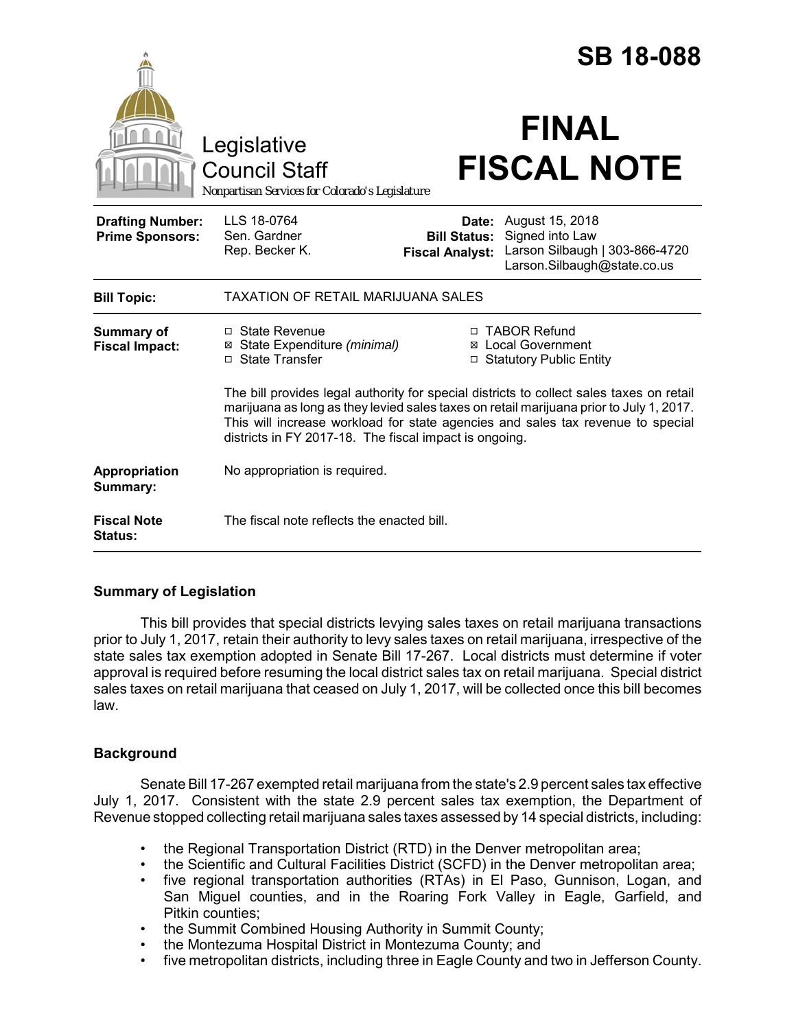# SB 18-088

Legislative Council Staff

*Nonpartisan Services for Colorado's Legislature*

# FINAL FISCAL NOTE

| | | | |
|---|---|---|---|
| **Drafting Number:** | LLS 18-0764 | **Date:** | August 15, 2018 |
| **Prime Sponsors:** | Sen. Gardner<br>Rep. Becker K. | **Bill Status:** | Signed into Law |
| | | **Fiscal Analyst:** | Larson Silbaugh \| 303-866-4720<br>Larson.Silbaugh@state.co.us |

| | |
|---|---|
| **Bill Topic:** | TAXATION OF RETAIL MARIJUANA SALES |
| **Summary of Fiscal Impact:** | ☐ State Revenue ☒ State Expenditure *(minimal)* ☐ State Transfer ☐ TABOR Refund ☒ Local Government ☐ Statutory Public Entity<br><br>The bill provides legal authority for special districts to collect sales taxes on retail marijuana as long as they levied sales taxes on retail marijuana prior to July 1, 2017. This will increase workload for state agencies and sales tax revenue to special districts in FY 2017-18. The fiscal impact is ongoing. |
| **Appropriation Summary:** | No appropriation is required. |
| **Fiscal Note Status:** | The fiscal note reflects the enacted bill. |

## Summary of Legislation

This bill provides that special districts levying sales taxes on retail marijuana transactions prior to July 1, 2017, retain their authority to levy sales taxes on retail marijuana, irrespective of the state sales tax exemption adopted in Senate Bill 17-267. Local districts must determine if voter approval is required before resuming the local district sales tax on retail marijuana. Special district sales taxes on retail marijuana that ceased on July 1, 2017, will be collected once this bill becomes law.

## Background

Senate Bill 17-267 exempted retail marijuana from the state's 2.9 percent sales tax effective July 1, 2017. Consistent with the state 2.9 percent sales tax exemption, the Department of Revenue stopped collecting retail marijuana sales taxes assessed by 14 special districts, including:

- the Regional Transportation District (RTD) in the Denver metropolitan area;
- the Scientific and Cultural Facilities District (SCFD) in the Denver metropolitan area;
- five regional transportation authorities (RTAs) in El Paso, Gunnison, Logan, and San Miguel counties, and in the Roaring Fork Valley in Eagle, Garfield, and Pitkin counties;
- the Summit Combined Housing Authority in Summit County;
- the Montezuma Hospital District in Montezuma County; and
- five metropolitan districts, including three in Eagle County and two in Jefferson County.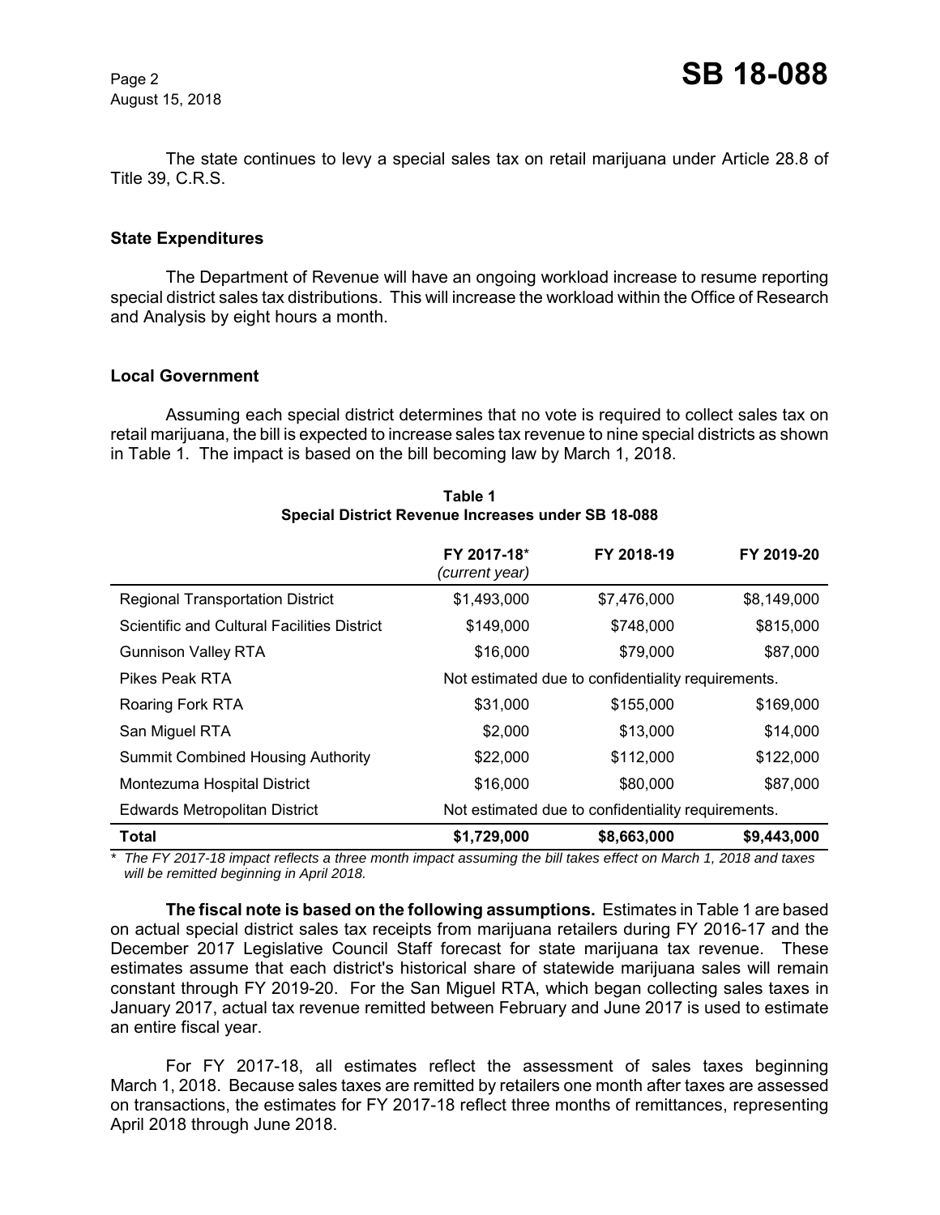The state continues to levy a special sales tax on retail marijuana under Article 28.8 of Title 39, C.R.S.

### State Expenditures

The Department of Revenue will have an ongoing workload increase to resume reporting special district sales tax distributions. This will increase the workload within the Office of Research and Analysis by eight hours a month.

### Local Government

Assuming each special district determines that no vote is required to collect sales tax on retail marijuana, the bill is expected to increase sales tax revenue to nine special districts as shown in Table 1. The impact is based on the bill becoming law by March 1, 2018.

**Table 1**
**Special District Revenue Increases under SB 18-088**

| | FY 2017-18* *(current year)* | FY 2018-19 | FY 2019-20 |
|---|---|---|---|
| Regional Transportation District | $1,493,000 | $7,476,000 | $8,149,000 |
| Scientific and Cultural Facilities District | $149,000 | $748,000 | $815,000 |
| Gunnison Valley RTA | $16,000 | $79,000 | $87,000 |
| Pikes Peak RTA | Not estimated due to confidentiality requirements. | | |
| Roaring Fork RTA | $31,000 | $155,000 | $169,000 |
| San Miguel RTA | $2,000 | $13,000 | $14,000 |
| Summit Combined Housing Authority | $22,000 | $112,000 | $122,000 |
| Montezuma Hospital District | $16,000 | $80,000 | $87,000 |
| Edwards Metropolitan District | Not estimated due to confidentiality requirements. | | |
| **Total** | **$1,729,000** | **$8,663,000** | **$9,443,000** |

*\* The FY 2017-18 impact reflects a three month impact assuming the bill takes effect on March 1, 2018 and taxes will be remitted beginning in April 2018.*

**The fiscal note is based on the following assumptions.** Estimates in Table 1 are based on actual special district sales tax receipts from marijuana retailers during FY 2016-17 and the December 2017 Legislative Council Staff forecast for state marijuana tax revenue. These estimates assume that each district's historical share of statewide marijuana sales will remain constant through FY 2019-20. For the San Miguel RTA, which began collecting sales taxes in January 2017, actual tax revenue remitted between February and June 2017 is used to estimate an entire fiscal year.

For FY 2017-18, all estimates reflect the assessment of sales taxes beginning March 1, 2018. Because sales taxes are remitted by retailers one month after taxes are assessed on transactions, the estimates for FY 2017-18 reflect three months of remittances, representing April 2018 through June 2018.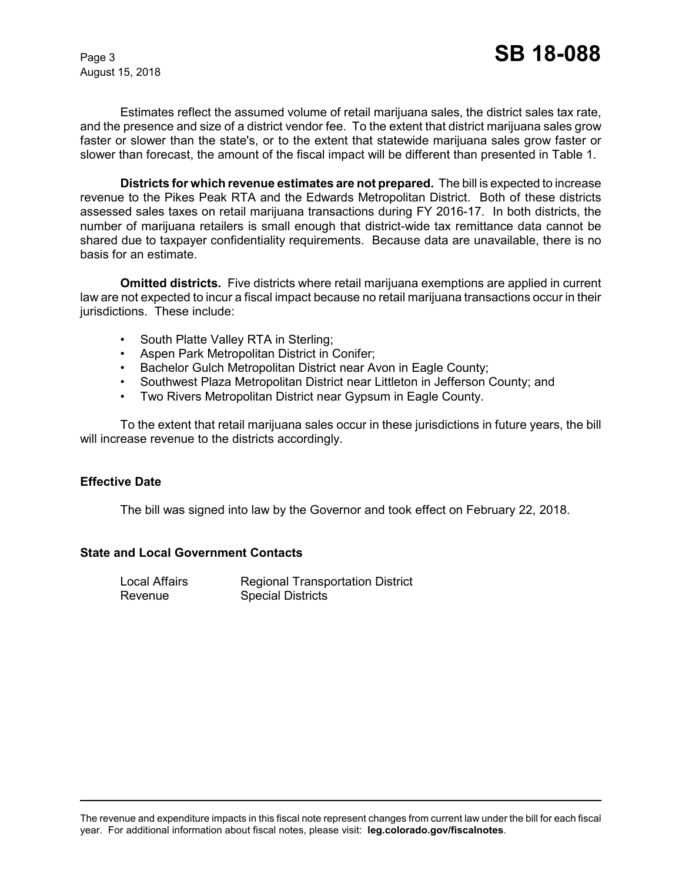Estimates reflect the assumed volume of retail marijuana sales, the district sales tax rate, and the presence and size of a district vendor fee. To the extent that district marijuana sales grow faster or slower than the state's, or to the extent that statewide marijuana sales grow faster or slower than forecast, the amount of the fiscal impact will be different than presented in Table 1.

**Districts for which revenue estimates are not prepared.** The bill is expected to increase revenue to the Pikes Peak RTA and the Edwards Metropolitan District. Both of these districts assessed sales taxes on retail marijuana transactions during FY 2016-17. In both districts, the number of marijuana retailers is small enough that district-wide tax remittance data cannot be shared due to taxpayer confidentiality requirements. Because data are unavailable, there is no basis for an estimate.

**Omitted districts.** Five districts where retail marijuana exemptions are applied in current law are not expected to incur a fiscal impact because no retail marijuana transactions occur in their jurisdictions. These include:

- South Platte Valley RTA in Sterling;
- Aspen Park Metropolitan District in Conifer;
- Bachelor Gulch Metropolitan District near Avon in Eagle County;
- Southwest Plaza Metropolitan District near Littleton in Jefferson County; and
- Two Rivers Metropolitan District near Gypsum in Eagle County.

To the extent that retail marijuana sales occur in these jurisdictions in future years, the bill will increase revenue to the districts accordingly.

### Effective Date

The bill was signed into law by the Governor and took effect on February 22, 2018.

### State and Local Government Contacts

| | |
|---|---|
| Local Affairs | Regional Transportation District |
| Revenue | Special Districts |

The revenue and expenditure impacts in this fiscal note represent changes from current law under the bill for each fiscal year. For additional information about fiscal notes, please visit: **leg.colorado.gov/fiscalnotes**.